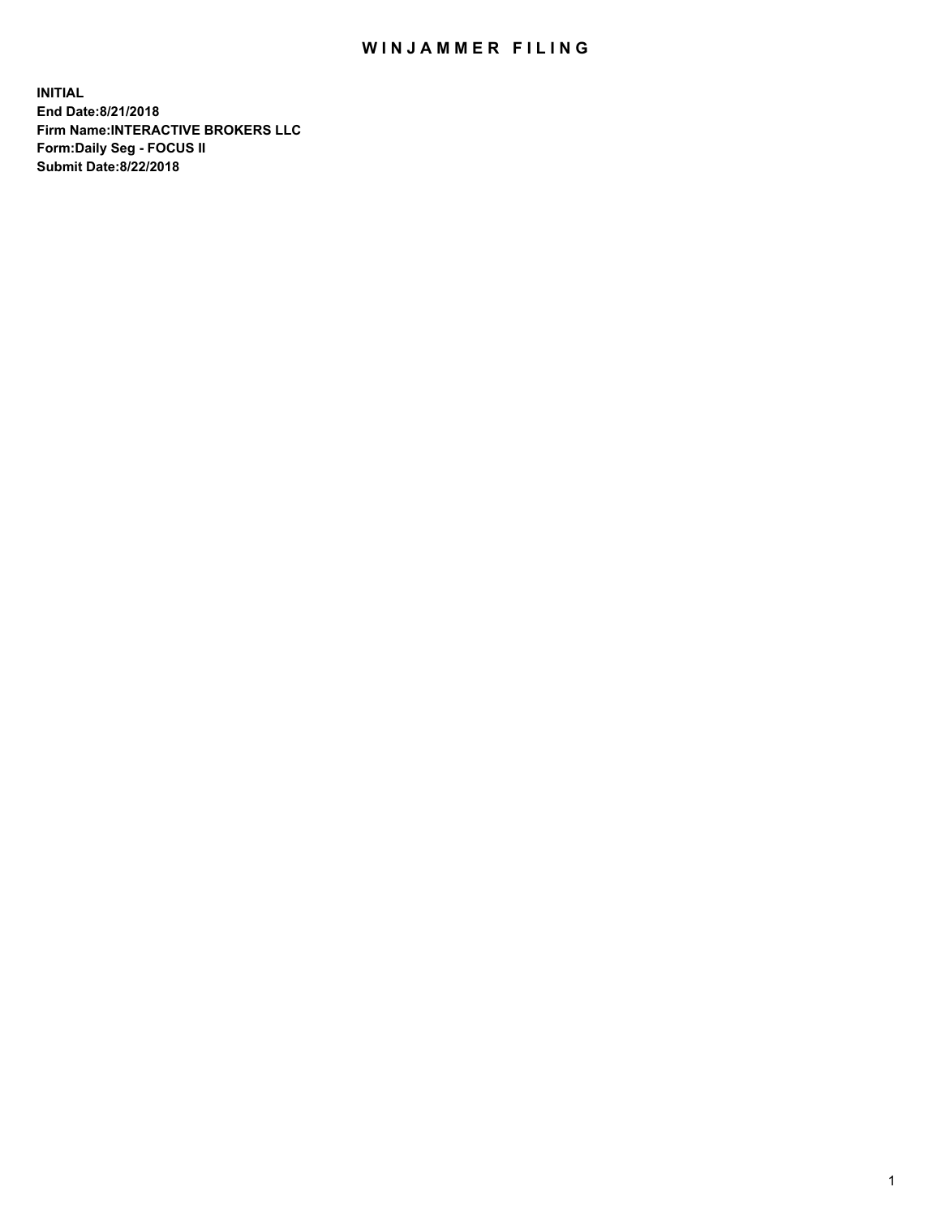# WINJAMMER FILING

**INITIAL**
**End Date:8/21/2018**
**Firm Name:INTERACTIVE BROKERS LLC**
**Form:Daily Seg - FOCUS II**
**Submit Date:8/22/2018**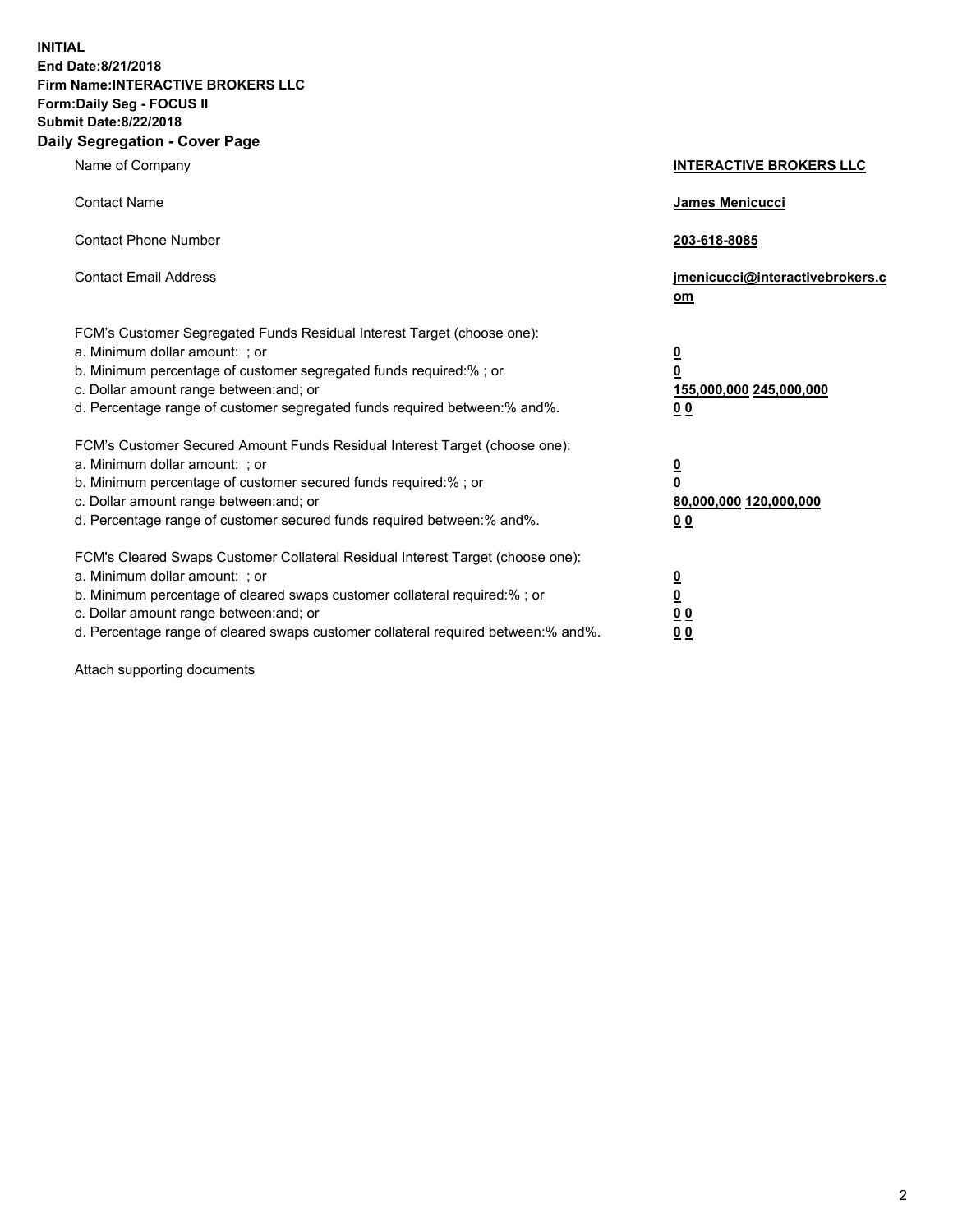**INITIAL**
**End Date:8/21/2018**
**Firm Name:INTERACTIVE BROKERS LLC**
**Form:Daily Seg - FOCUS II**
**Submit Date:8/22/2018**
**Daily Segregation - Cover Page**

| | |
|---|---|
| Name of Company | **INTERACTIVE BROKERS LLC** |
| Contact Name | **James Menicucci** |
| Contact Phone Number | **203-618-8085** |
| Contact Email Address | **jmenicucci@interactivebrokers.com** |
| FCM's Customer Segregated Funds Residual Interest Target (choose one): | |
| a. Minimum dollar amount: ; or | **0** |
| b. Minimum percentage of customer segregated funds required:% ; or | **0** |
| c. Dollar amount range between:and; or | **155,000,000 245,000,000** |
| d. Percentage range of customer segregated funds required between:% and%. | **0 0** |
| FCM's Customer Secured Amount Funds Residual Interest Target (choose one): | |
| a. Minimum dollar amount: ; or | **0** |
| b. Minimum percentage of customer secured funds required:% ; or | **0** |
| c. Dollar amount range between:and; or | **80,000,000 120,000,000** |
| d. Percentage range of customer secured funds required between:% and%. | **0 0** |
| FCM's Cleared Swaps Customer Collateral Residual Interest Target (choose one): | |
| a. Minimum dollar amount: ; or | **0** |
| b. Minimum percentage of cleared swaps customer collateral required:% ; or | **0** |
| c. Dollar amount range between:and; or | **0 0** |
| d. Percentage range of cleared swaps customer collateral required between:% and%. | **0 0** |

Attach supporting documents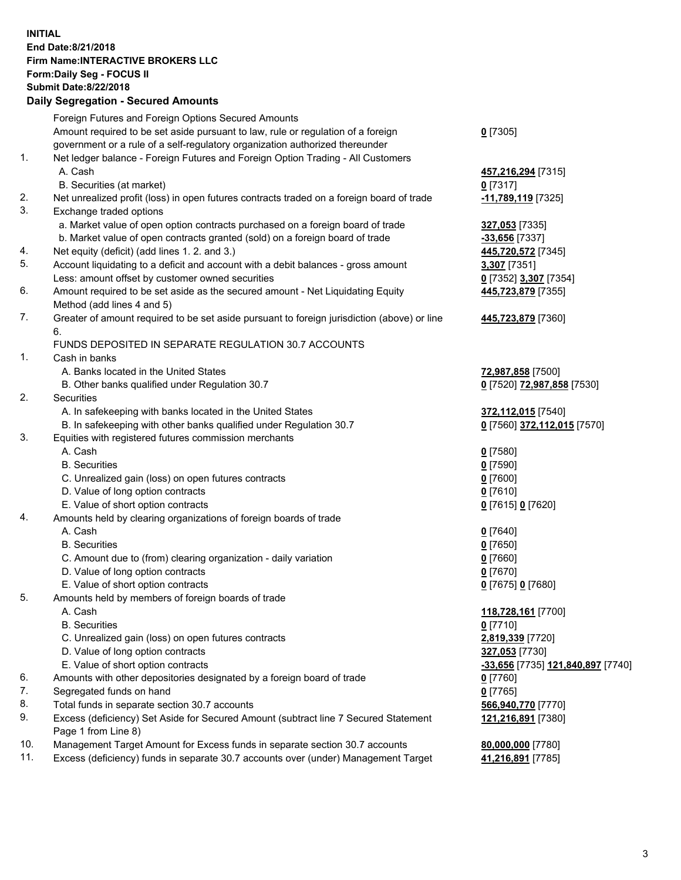**INITIAL**
**End Date:8/21/2018**
**Firm Name:INTERACTIVE BROKERS LLC**
**Form:Daily Seg - FOCUS II**
**Submit Date:8/22/2018**

## Daily Segregation - Secured Amounts

| | | |
|---|---|---|
| | Foreign Futures and Foreign Options Secured Amounts | |
| | Amount required to be set aside pursuant to law, rule or regulation of a foreign government or a rule of a self-regulatory organization authorized thereunder | **0** [7305] |
| 1. | Net ledger balance - Foreign Futures and Foreign Option Trading - All Customers | |
| | A. Cash | **457,216,294** [7315] |
| | B. Securities (at market) | **0** [7317] |
| 2. | Net unrealized profit (loss) in open futures contracts traded on a foreign board of trade | **-11,789,119** [7325] |
| 3. | Exchange traded options | |
| | a. Market value of open option contracts purchased on a foreign board of trade | **327,053** [7335] |
| | b. Market value of open contracts granted (sold) on a foreign board of trade | **-33,656** [7337] |
| 4. | Net equity (deficit) (add lines 1. 2. and 3.) | **445,720,572** [7345] |
| 5. | Account liquidating to a deficit and account with a debit balances - gross amount | **3,307** [7351] |
| | Less: amount offset by customer owned securities | **0** [7352] **3,307** [7354] |
| 6. | Amount required to be set aside as the secured amount - Net Liquidating Equity Method (add lines 4 and 5) | **445,723,879** [7355] |
| 7. | Greater of amount required to be set aside pursuant to foreign jurisdiction (above) or line 6. | **445,723,879** [7360] |
| | FUNDS DEPOSITED IN SEPARATE REGULATION 30.7 ACCOUNTS | |
| 1. | Cash in banks | |
| | A. Banks located in the United States | **72,987,858** [7500] |
| | B. Other banks qualified under Regulation 30.7 | **0** [7520] **72,987,858** [7530] |
| 2. | Securities | |
| | A. In safekeeping with banks located in the United States | **372,112,015** [7540] |
| | B. In safekeeping with other banks qualified under Regulation 30.7 | **0** [7560] **372,112,015** [7570] |
| 3. | Equities with registered futures commission merchants | |
| | A. Cash | **0** [7580] |
| | B. Securities | **0** [7590] |
| | C. Unrealized gain (loss) on open futures contracts | **0** [7600] |
| | D. Value of long option contracts | **0** [7610] |
| | E. Value of short option contracts | **0** [7615] **0** [7620] |
| 4. | Amounts held by clearing organizations of foreign boards of trade | |
| | A. Cash | **0** [7640] |
| | B. Securities | **0** [7650] |
| | C. Amount due to (from) clearing organization - daily variation | **0** [7660] |
| | D. Value of long option contracts | **0** [7670] |
| | E. Value of short option contracts | **0** [7675] **0** [7680] |
| 5. | Amounts held by members of foreign boards of trade | |
| | A. Cash | **118,728,161** [7700] |
| | B. Securities | **0** [7710] |
| | C. Unrealized gain (loss) on open futures contracts | **2,819,339** [7720] |
| | D. Value of long option contracts | **327,053** [7730] |
| | E. Value of short option contracts | **-33,656** [7735] **121,840,897** [7740] |
| 6. | Amounts with other depositories designated by a foreign board of trade | **0** [7760] |
| 7. | Segregated funds on hand | **0** [7765] |
| 8. | Total funds in separate section 30.7 accounts | **566,940,770** [7770] |
| 9. | Excess (deficiency) Set Aside for Secured Amount (subtract line 7 Secured Statement Page 1 from Line 8) | **121,216,891** [7380] |
| 10. | Management Target Amount for Excess funds in separate section 30.7 accounts | **80,000,000** [7780] |
| 11. | Excess (deficiency) funds in separate 30.7 accounts over (under) Management Target | **41,216,891** [7785] |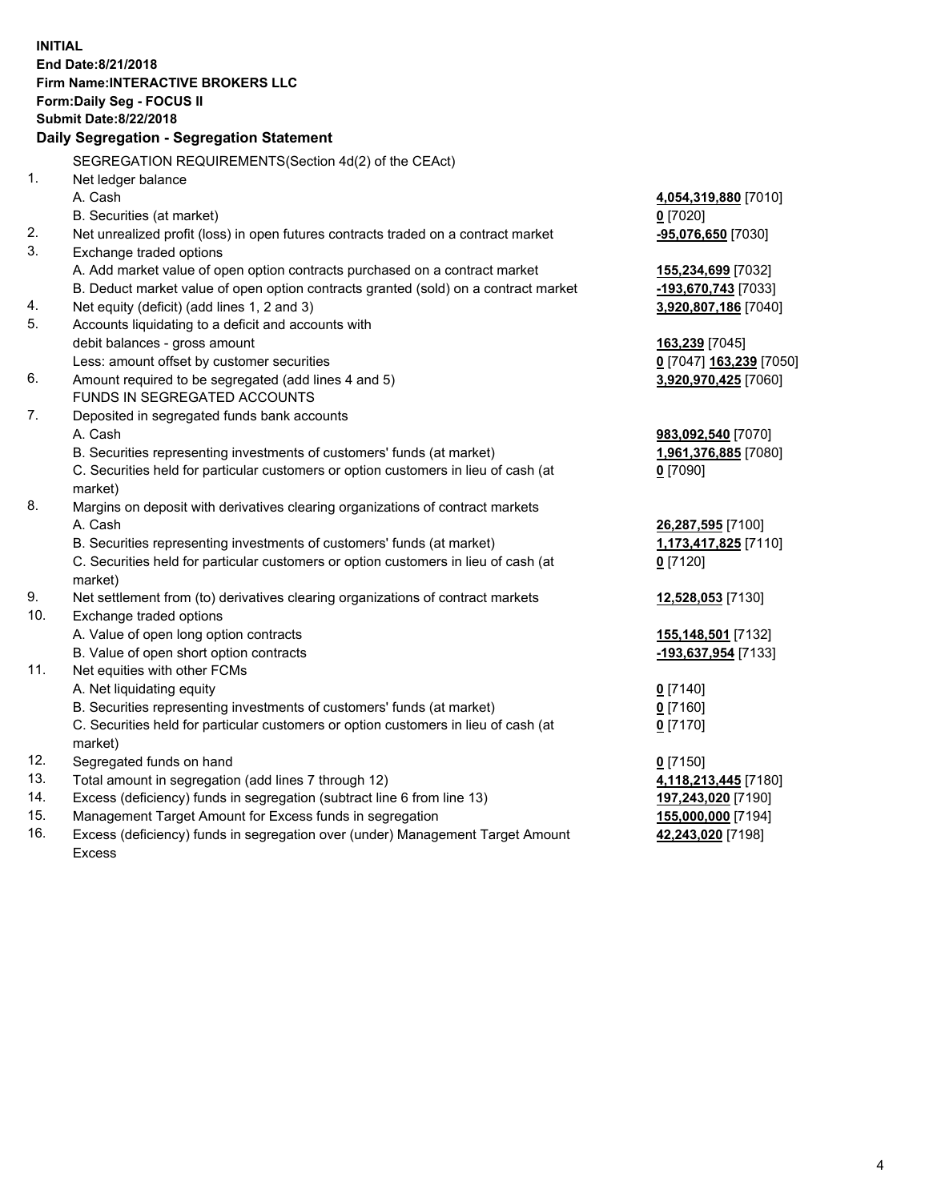**INITIAL**
**End Date:8/21/2018**
**Firm Name:INTERACTIVE BROKERS LLC**
**Form:Daily Seg - FOCUS II**
**Submit Date:8/22/2018**

**Daily Segregation - Segregation Statement**

| | | |
|---|---|---|
| | SEGREGATION REQUIREMENTS(Section 4d(2) of the CEAct) | |
| 1. | Net ledger balance | |
| | A. Cash | **4,054,319,880** [7010] |
| | B. Securities (at market) | **0** [7020] |
| 2. | Net unrealized profit (loss) in open futures contracts traded on a contract market | **-95,076,650** [7030] |
| 3. | Exchange traded options | |
| | A. Add market value of open option contracts purchased on a contract market | **155,234,699** [7032] |
| | B. Deduct market value of open option contracts granted (sold) on a contract market | **-193,670,743** [7033] |
| 4. | Net equity (deficit) (add lines 1, 2 and 3) | **3,920,807,186** [7040] |
| 5. | Accounts liquidating to a deficit and accounts with debit balances - gross amount | **163,239** [7045] |
| | Less: amount offset by customer securities | **0** [7047] **163,239** [7050] |
| 6. | Amount required to be segregated (add lines 4 and 5) | **3,920,970,425** [7060] |
| | FUNDS IN SEGREGATED ACCOUNTS | |
| 7. | Deposited in segregated funds bank accounts | |
| | A. Cash | **983,092,540** [7070] |
| | B. Securities representing investments of customers' funds (at market) | **1,961,376,885** [7080] |
| | C. Securities held for particular customers or option customers in lieu of cash (at market) | **0** [7090] |
| 8. | Margins on deposit with derivatives clearing organizations of contract markets | |
| | A. Cash | **26,287,595** [7100] |
| | B. Securities representing investments of customers' funds (at market) | **1,173,417,825** [7110] |
| | C. Securities held for particular customers or option customers in lieu of cash (at market) | **0** [7120] |
| 9. | Net settlement from (to) derivatives clearing organizations of contract markets | **12,528,053** [7130] |
| 10. | Exchange traded options | |
| | A. Value of open long option contracts | **155,148,501** [7132] |
| | B. Value of open short option contracts | **-193,637,954** [7133] |
| 11. | Net equities with other FCMs | |
| | A. Net liquidating equity | **0** [7140] |
| | B. Securities representing investments of customers' funds (at market) | **0** [7160] |
| | C. Securities held for particular customers or option customers in lieu of cash (at market) | **0** [7170] |
| 12. | Segregated funds on hand | **0** [7150] |
| 13. | Total amount in segregation (add lines 7 through 12) | **4,118,213,445** [7180] |
| 14. | Excess (deficiency) funds in segregation (subtract line 6 from line 13) | **197,243,020** [7190] |
| 15. | Management Target Amount for Excess funds in segregation | **155,000,000** [7194] |
| 16. | Excess (deficiency) funds in segregation over (under) Management Target Amount Excess | **42,243,020** [7198] |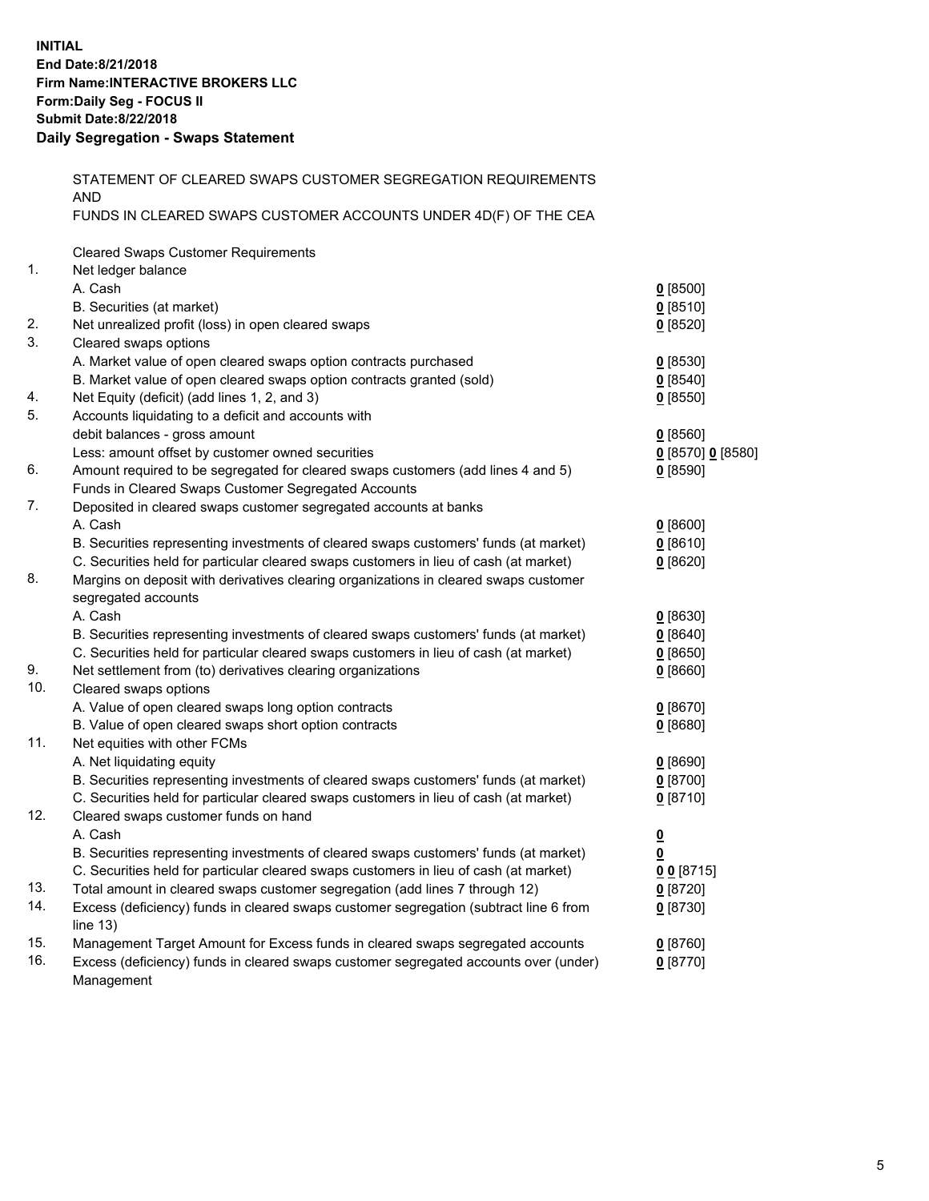**INITIAL**
**End Date:8/21/2018**
**Firm Name:INTERACTIVE BROKERS LLC**
**Form:Daily Seg - FOCUS II**
**Submit Date:8/22/2018**
**Daily Segregation - Swaps Statement**

STATEMENT OF CLEARED SWAPS CUSTOMER SEGREGATION REQUIREMENTS AND FUNDS IN CLEARED SWAPS CUSTOMER ACCOUNTS UNDER 4D(F) OF THE CEA

| | | |
|---|---|---|
| | Cleared Swaps Customer Requirements | |
| 1. | Net ledger balance | |
| | A. Cash | **0** [8500] |
| | B. Securities (at market) | **0** [8510] |
| 2. | Net unrealized profit (loss) in open cleared swaps | **0** [8520] |
| 3. | Cleared swaps options | |
| | A. Market value of open cleared swaps option contracts purchased | **0** [8530] |
| | B. Market value of open cleared swaps option contracts granted (sold) | **0** [8540] |
| 4. | Net Equity (deficit) (add lines 1, 2, and 3) | **0** [8550] |
| 5. | Accounts liquidating to a deficit and accounts with | |
| | debit balances - gross amount | **0** [8560] |
| | Less: amount offset by customer owned securities | **0** [8570] **0** [8580] |
| 6. | Amount required to be segregated for cleared swaps customers (add lines 4 and 5) | **0** [8590] |
| | Funds in Cleared Swaps Customer Segregated Accounts | |
| 7. | Deposited in cleared swaps customer segregated accounts at banks | |
| | A. Cash | **0** [8600] |
| | B. Securities representing investments of cleared swaps customers' funds (at market) | **0** [8610] |
| | C. Securities held for particular cleared swaps customers in lieu of cash (at market) | **0** [8620] |
| 8. | Margins on deposit with derivatives clearing organizations in cleared swaps customer segregated accounts | |
| | A. Cash | **0** [8630] |
| | B. Securities representing investments of cleared swaps customers' funds (at market) | **0** [8640] |
| | C. Securities held for particular cleared swaps customers in lieu of cash (at market) | **0** [8650] |
| 9. | Net settlement from (to) derivatives clearing organizations | **0** [8660] |
| 10. | Cleared swaps options | |
| | A. Value of open cleared swaps long option contracts | **0** [8670] |
| | B. Value of open cleared swaps short option contracts | **0** [8680] |
| 11. | Net equities with other FCMs | |
| | A. Net liquidating equity | **0** [8690] |
| | B. Securities representing investments of cleared swaps customers' funds (at market) | **0** [8700] |
| | C. Securities held for particular cleared swaps customers in lieu of cash (at market) | **0** [8710] |
| 12. | Cleared swaps customer funds on hand | |
| | A. Cash | **0** |
| | B. Securities representing investments of cleared swaps customers' funds (at market) | **0** |
| | C. Securities held for particular cleared swaps customers in lieu of cash (at market) | **0** **0** [8715] |
| 13. | Total amount in cleared swaps customer segregation (add lines 7 through 12) | **0** [8720] |
| 14. | Excess (deficiency) funds in cleared swaps customer segregation (subtract line 6 from line 13) | **0** [8730] |
| 15. | Management Target Amount for Excess funds in cleared swaps segregated accounts | **0** [8760] |
| 16. | Excess (deficiency) funds in cleared swaps customer segregated accounts over (under) Management | **0** [8770] |